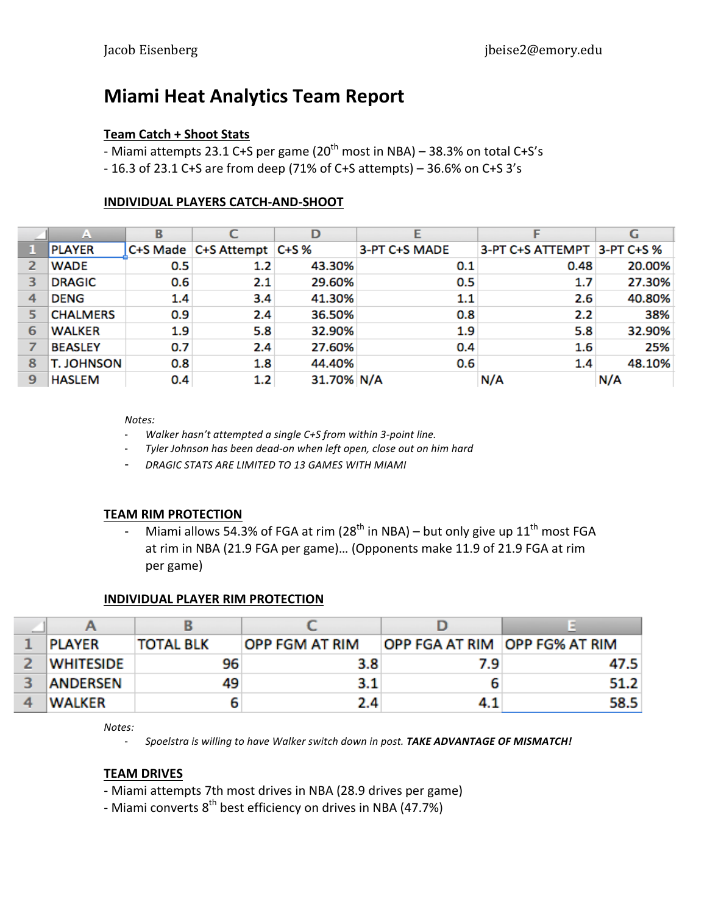Jacob Eisenberg jbeise2@emory.edu

# Miami Heat Analytics Team Report

**Team Catch + Shoot Stats**

- Miami attempts 23.1 C+S per game (20th most in NBA) – 38.3% on total C+S's
- 16.3 of 23.1 C+S are from deep (71% of C+S attempts) – 36.6% on C+S 3's

**INDIVIDUAL PLAYERS CATCH-AND-SHOOT**

| PLAYER | C+S Made | C+S Attempt | C+S % | 3-PT C+S MADE | 3-PT C+S ATTEMPT | 3-PT C+S % |
|---|---|---|---|---|---|---|
| WADE | 0.5 | 1.2 | 43.30% | 0.1 | 0.48 | 20.00% |
| DRAGIC | 0.6 | 2.1 | 29.60% | 0.5 | 1.7 | 27.30% |
| DENG | 1.4 | 3.4 | 41.30% | 1.1 | 2.6 | 40.80% |
| CHALMERS | 0.9 | 2.4 | 36.50% | 0.8 | 2.2 | 38% |
| WALKER | 1.9 | 5.8 | 32.90% | 1.9 | 5.8 | 32.90% |
| BEASLEY | 0.7 | 2.4 | 27.60% | 0.4 | 1.6 | 25% |
| T. JOHNSON | 0.8 | 1.8 | 44.40% | 0.6 | 1.4 | 48.10% |
| HASLEM | 0.4 | 1.2 | 31.70% | N/A | N/A | N/A |

*Notes:*

- *Walker hasn't attempted a single C+S from within 3-point line.*
- *Tyler Johnson has been dead-on when left open, close out on him hard*
- *DRAGIC STATS ARE LIMITED TO 13 GAMES WITH MIAMI*

**TEAM RIM PROTECTION**

- Miami allows 54.3% of FGA at rim (28th in NBA) – but only give up 11th most FGA at rim in NBA (21.9 FGA per game)… (Opponents make 11.9 of 21.9 FGA at rim per game)

**INDIVIDUAL PLAYER RIM PROTECTION**

| PLAYER | TOTAL BLK | OPP FGM AT RIM | OPP FGA AT RIM | OPP FG% AT RIM |
|---|---|---|---|---|
| WHITESIDE | 96 | 3.8 | 7.9 | 47.5 |
| ANDERSEN | 49 | 3.1 | 6 | 51.2 |
| WALKER | 6 | 2.4 | 4.1 | 58.5 |

*Notes:*

- *Spoelstra is willing to have Walker switch down in post.* ***TAKE ADVANTAGE OF MISMATCH!***

**TEAM DRIVES**

- Miami attempts 7th most drives in NBA (28.9 drives per game)
- Miami converts 8th best efficiency on drives in NBA (47.7%)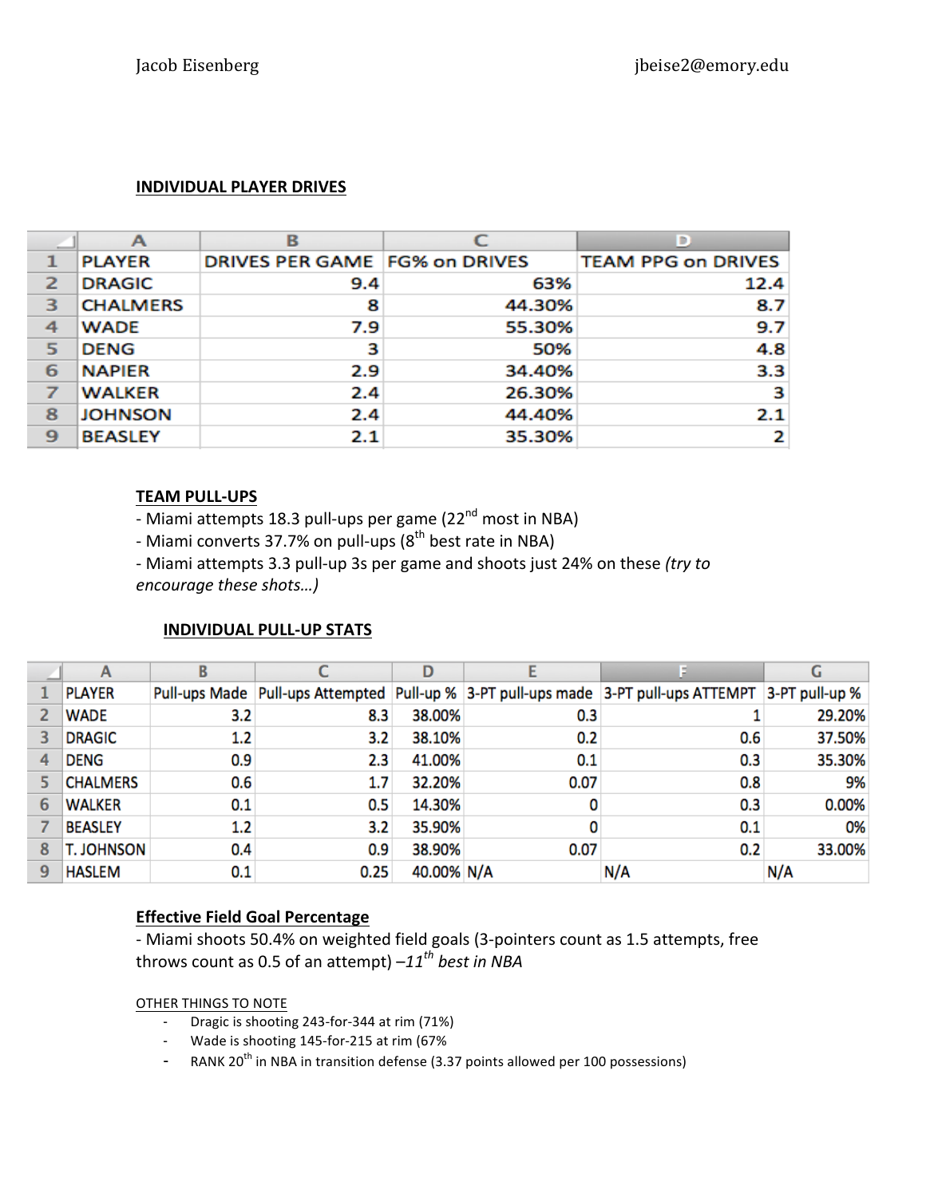Jacob Eisenberg jbeise2@emory.edu

**INDIVIDUAL PLAYER DRIVES**

| PLAYER | DRIVES PER GAME | FG% on DRIVES | TEAM PPG on DRIVES |
|---|---|---|---|
| DRAGIC | 9.4 | 63% | 12.4 |
| CHALMERS | 8 | 44.30% | 8.7 |
| WADE | 7.9 | 55.30% | 9.7 |
| DENG | 3 | 50% | 4.8 |
| NAPIER | 2.9 | 34.40% | 3.3 |
| WALKER | 2.4 | 26.30% | 3 |
| JOHNSON | 2.4 | 44.40% | 2.1 |
| BEASLEY | 2.1 | 35.30% | 2 |

**TEAM PULL-UPS**

- Miami attempts 18.3 pull-ups per game (22nd most in NBA)
- Miami converts 37.7% on pull-ups (8th best rate in NBA)
- Miami attempts 3.3 pull-up 3s per game and shoots just 24% on these *(try to encourage these shots…)*

**INDIVIDUAL PULL-UP STATS**

| PLAYER | Pull-ups Made | Pull-ups Attempted | Pull-up % | 3-PT pull-ups made | 3-PT pull-ups ATTEMPT | 3-PT pull-up % |
|---|---|---|---|---|---|---|
| WADE | 3.2 | 8.3 | 38.00% | 0.3 | 1 | 29.20% |
| DRAGIC | 1.2 | 3.2 | 38.10% | 0.2 | 0.6 | 37.50% |
| DENG | 0.9 | 2.3 | 41.00% | 0.1 | 0.3 | 35.30% |
| CHALMERS | 0.6 | 1.7 | 32.20% | 0.07 | 0.8 | 9% |
| WALKER | 0.1 | 0.5 | 14.30% | 0 | 0.3 | 0.00% |
| BEASLEY | 1.2 | 3.2 | 35.90% | 0 | 0.1 | 0% |
| T. JOHNSON | 0.4 | 0.9 | 38.90% | 0.07 | 0.2 | 33.00% |
| HASLEM | 0.1 | 0.25 | 40.00% | N/A | N/A | N/A |

**Effective Field Goal Percentage**

- Miami shoots 50.4% on weighted field goals (3-pointers count as 1.5 attempts, free throws count as 0.5 of an attempt) *–11th best in NBA*

OTHER THINGS TO NOTE

- Dragic is shooting 243-for-344 at rim (71%)
- Wade is shooting 145-for-215 at rim (67%
- RANK 20th in NBA in transition defense (3.37 points allowed per 100 possessions)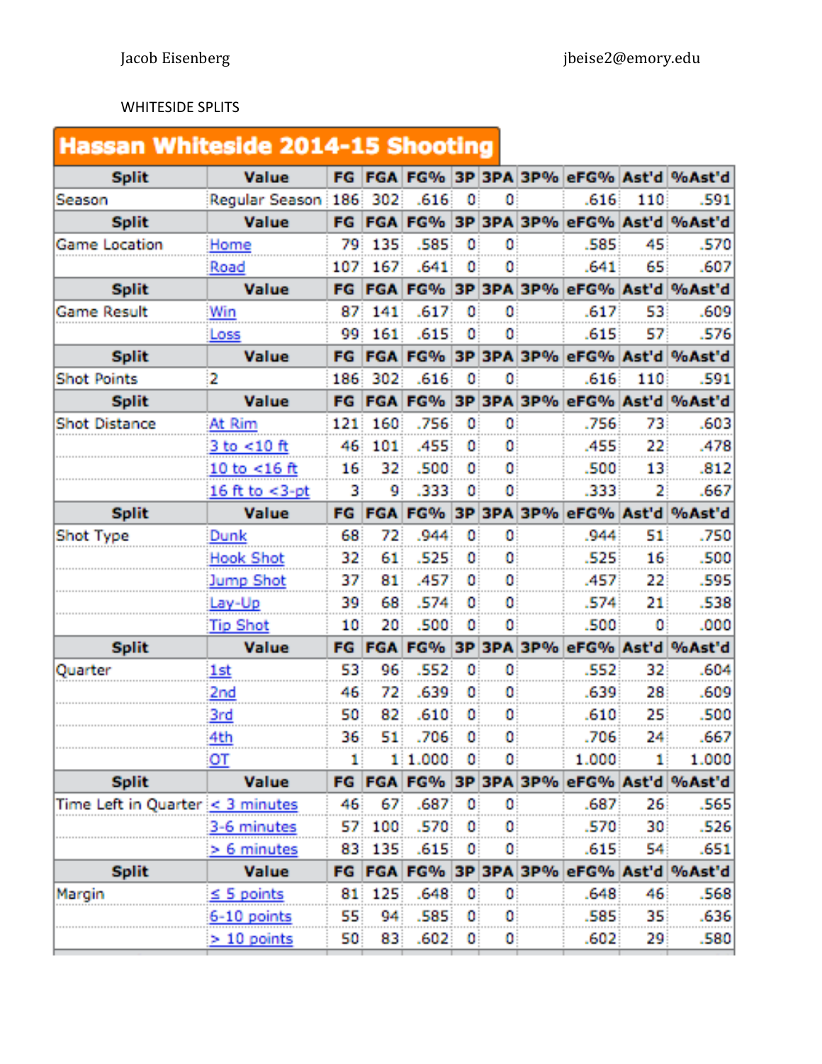Jacob Eisenberg jbeise2@emory.edu

WHITESIDE SPLITS

## Hassan Whiteside 2014-15 Shooting

| Split | Value | FG | FGA | FG% | 3P | 3PA | 3P% | eFG% | Ast'd | %Ast'd |
|---|---|---|---|---|---|---|---|---|---|---|
| Season | Regular Season | 186 | 302 | .616 | 0 | 0 | | .616 | 110 | .591 |
| **Split** | **Value** | **FG** | **FGA** | **FG%** | **3P** | **3PA** | **3P%** | **eFG%** | **Ast'd** | **%Ast'd** |
| Game Location | Home | 79 | 135 | .585 | 0 | 0 | | .585 | 45 | .570 |
| | Road | 107 | 167 | .641 | 0 | 0 | | .641 | 65 | .607 |
| **Split** | **Value** | **FG** | **FGA** | **FG%** | **3P** | **3PA** | **3P%** | **eFG%** | **Ast'd** | **%Ast'd** |
| Game Result | Win | 87 | 141 | .617 | 0 | 0 | | .617 | 53 | .609 |
| | Loss | 99 | 161 | .615 | 0 | 0 | | .615 | 57 | .576 |
| **Split** | **Value** | **FG** | **FGA** | **FG%** | **3P** | **3PA** | **3P%** | **eFG%** | **Ast'd** | **%Ast'd** |
| Shot Points | 2 | 186 | 302 | .616 | 0 | 0 | | .616 | 110 | .591 |
| **Split** | **Value** | **FG** | **FGA** | **FG%** | **3P** | **3PA** | **3P%** | **eFG%** | **Ast'd** | **%Ast'd** |
| Shot Distance | At Rim | 121 | 160 | .756 | 0 | 0 | | .756 | 73 | .603 |
| | 3 to <10 ft | 46 | 101 | .455 | 0 | 0 | | .455 | 22 | .478 |
| | 10 to <16 ft | 16 | 32 | .500 | 0 | 0 | | .500 | 13 | .812 |
| | 16 ft to <3-pt | 3 | 9 | .333 | 0 | 0 | | .333 | 2 | .667 |
| **Split** | **Value** | **FG** | **FGA** | **FG%** | **3P** | **3PA** | **3P%** | **eFG%** | **Ast'd** | **%Ast'd** |
| Shot Type | Dunk | 68 | 72 | .944 | 0 | 0 | | .944 | 51 | .750 |
| | Hook Shot | 32 | 61 | .525 | 0 | 0 | | .525 | 16 | .500 |
| | Jump Shot | 37 | 81 | .457 | 0 | 0 | | .457 | 22 | .595 |
| | Lay-Up | 39 | 68 | .574 | 0 | 0 | | .574 | 21 | .538 |
| | Tip Shot | 10 | 20 | .500 | 0 | 0 | | .500 | 0 | .000 |
| **Split** | **Value** | **FG** | **FGA** | **FG%** | **3P** | **3PA** | **3P%** | **eFG%** | **Ast'd** | **%Ast'd** |
| Quarter | 1st | 53 | 96 | .552 | 0 | 0 | | .552 | 32 | .604 |
| | 2nd | 46 | 72 | .639 | 0 | 0 | | .639 | 28 | .609 |
| | 3rd | 50 | 82 | .610 | 0 | 0 | | .610 | 25 | .500 |
| | 4th | 36 | 51 | .706 | 0 | 0 | | .706 | 24 | .667 |
| | OT | 1 | 1 | 1.000 | 0 | 0 | | 1.000 | 1 | 1.000 |
| **Split** | **Value** | **FG** | **FGA** | **FG%** | **3P** | **3PA** | **3P%** | **eFG%** | **Ast'd** | **%Ast'd** |
| Time Left in Quarter | < 3 minutes | 46 | 67 | .687 | 0 | 0 | | .687 | 26 | .565 |
| | 3-6 minutes | 57 | 100 | .570 | 0 | 0 | | .570 | 30 | .526 |
| | > 6 minutes | 83 | 135 | .615 | 0 | 0 | | .615 | 54 | .651 |
| **Split** | **Value** | **FG** | **FGA** | **FG%** | **3P** | **3PA** | **3P%** | **eFG%** | **Ast'd** | **%Ast'd** |
| Margin | ≤ 5 points | 81 | 125 | .648 | 0 | 0 | | .648 | 46 | .568 |
| | 6-10 points | 55 | 94 | .585 | 0 | 0 | | .585 | 35 | .636 |
| | > 10 points | 50 | 83 | .602 | 0 | 0 | | .602 | 29 | .580 |